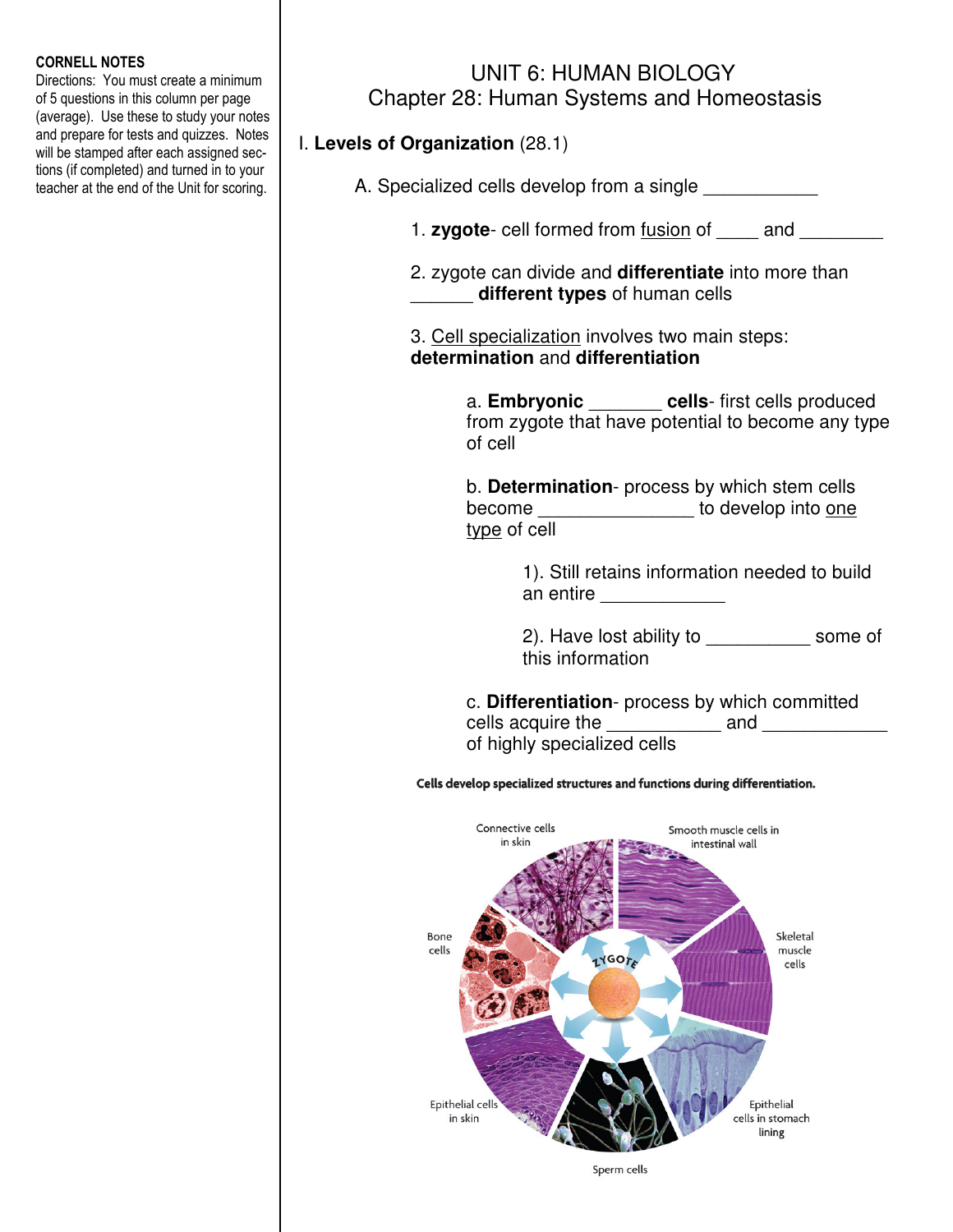**CORNELL NOTES**
Directions: You must create a minimum of 5 questions in this column per page (average). Use these to study your notes and prepare for tests and quizzes. Notes will be stamped after each assigned sections (if completed) and turned in to your teacher at the end of the Unit for scoring.

# UNIT 6: HUMAN BIOLOGY
## Chapter 28: Human Systems and Homeostasis

I. **Levels of Organization** (28.1)

A. Specialized cells develop from a single ___________

1. **zygote**- cell formed from fusion of ____ and ________

2. zygote can divide and **differentiate** into more than ______ **different types** of human cells

3. Cell specialization involves two main steps: **determination** and **differentiation**

a. **Embryonic _______ cells**- first cells produced from zygote that have potential to become any type of cell

b. **Determination**- process by which stem cells become _______________ to develop into one type of cell

1). Still retains information needed to build an entire ____________

2). Have lost ability to __________ some of this information

c. **Differentiation**- process by which committed cells acquire the ___________ and ____________ of highly specialized cells

**Cells develop specialized structures and functions during differentiation.**

Connective cells in skin — Smooth muscle cells in intestinal wall — Skeletal muscle cells — Epithelial cells in stomach lining — Sperm cells — Epithelial cells in skin — Bone cells — ZYGOTE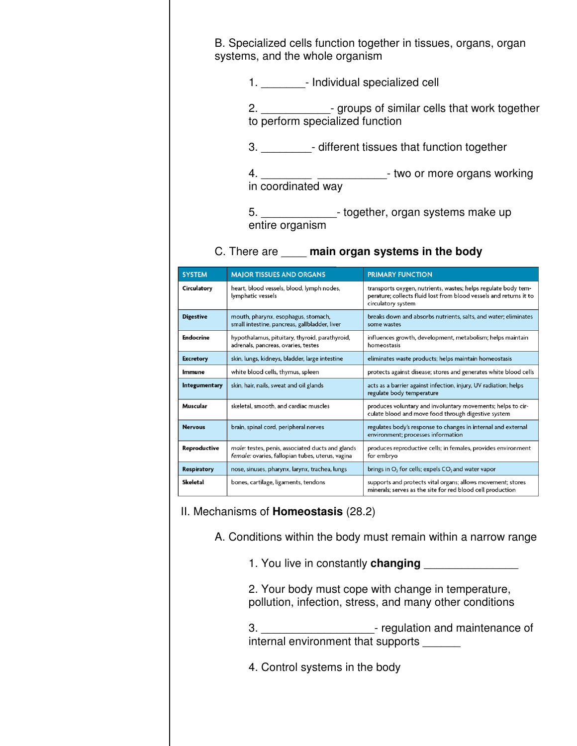B. Specialized cells function together in tissues, organs, organ systems, and the whole organism

1. _______- Individual specialized cell

2. ___________- groups of similar cells that work together to perform specialized function

3. ________- different tissues that function together

4. ________ ___________- two or more organs working in coordinated way

5. ____________- together, organ systems make up entire organism

C. There are ____ **main organ systems in the body**

| SYSTEM | MAJOR TISSUES AND ORGANS | PRIMARY FUNCTION |
| --- | --- | --- |
| **Circulatory** | heart, blood vessels, blood, lymph nodes, lymphatic vessels | transports oxygen, nutrients, wastes; helps regulate body temperature; collects fluid lost from blood vessels and returns it to circulatory system |
| **Digestive** | mouth, pharynx, esophagus, stomach, small intestine, pancreas, gallbladder, liver | breaks down and absorbs nutrients, salts, and water; eliminates some wastes |
| **Endocrine** | hypothalamus, pituitary, thyroid, parathyroid, adrenals, pancreas, ovaries, testes | influences growth, development, metabolism; helps maintain homeostasis |
| **Excretory** | skin, lungs, kidneys, bladder, large intestine | eliminates waste products; helps maintain homeostasis |
| **Immune** | white blood cells, thymus, spleen | protects against disease; stores and generates white blood cells |
| **Integumentary** | skin, hair, nails, sweat and oil glands | acts as a barrier against infection, injury, UV radiation; helps regulate body temperature |
| **Muscular** | skeletal, smooth, and cardiac muscles | produces voluntary and involuntary movements; helps to circulate blood and move food through digestive system |
| **Nervous** | brain, spinal cord, peripheral nerves | regulates body's response to changes in internal and external environment; processes information |
| **Reproductive** | *male:* testes, penis, associated ducts and glands *female:* ovaries, fallopian tubes, uterus, vagina | produces reproductive cells; in females, provides environment for embryo |
| **Respiratory** | nose, sinuses, pharynx, larynx, trachea, lungs | brings in $O_2$ for cells; expels $CO_2$ and water vapor |
| **Skeletal** | bones, cartilage, ligaments, tendons | supports and protects vital organs; allows movement; stores minerals; serves as the site for red blood cell production |

II. Mechanisms of **Homeostasis** (28.2)

A. Conditions within the body must remain within a narrow range

1. You live in constantly **changing** _______________

2. Your body must cope with change in temperature, pollution, infection, stress, and many other conditions

3. __________________- regulation and maintenance of internal environment that supports ______

4. Control systems in the body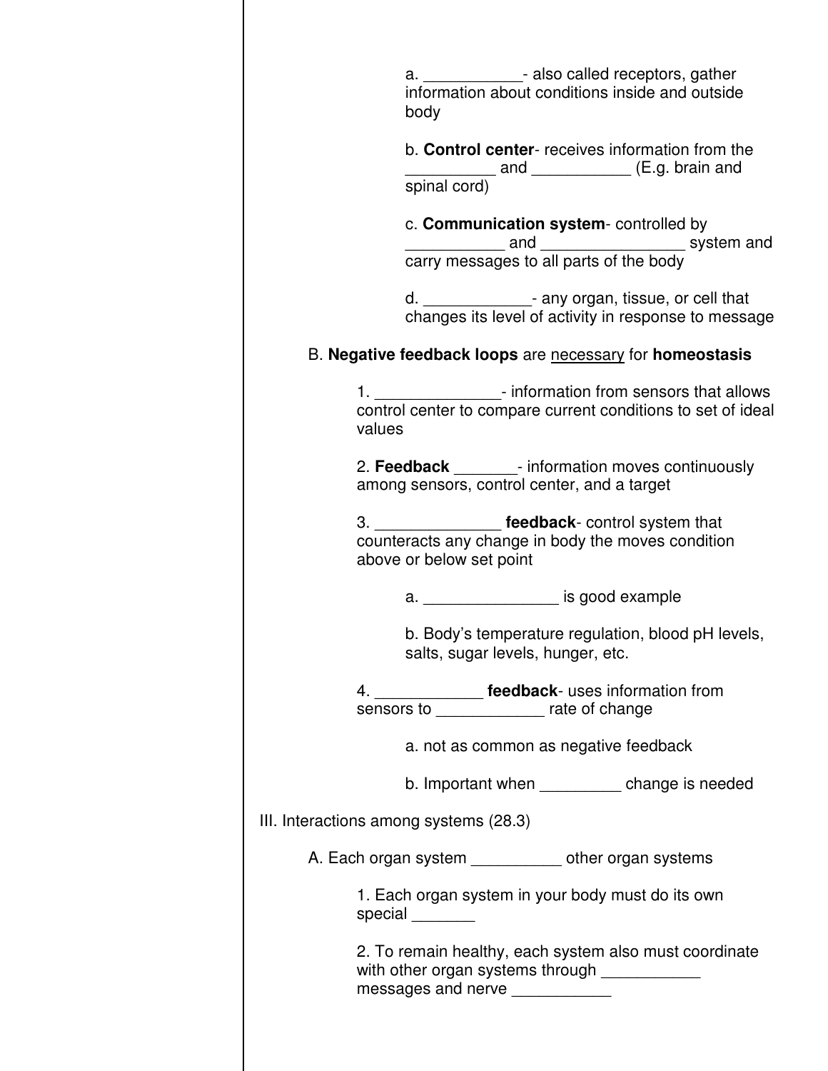a. ___________- also called receptors, gather information about conditions inside and outside body

b. **Control center**- receives information from the __________ and ___________ (E.g. brain and spinal cord)

c. **Communication system**- controlled by ___________ and ________________ system and carry messages to all parts of the body

d. ____________- any organ, tissue, or cell that changes its level of activity in response to message

B. **Negative feedback loops** are <u>necessary</u> for **homeostasis**

1. ______________- information from sensors that allows control center to compare current conditions to set of ideal values

2. **Feedback** _______- information moves continuously among sensors, control center, and a target

3. ______________ **feedback**- control system that counteracts any change in body the moves condition above or below set point

a. _______________ is good example

b. Body's temperature regulation, blood pH levels, salts, sugar levels, hunger, etc.

4. ____________ **feedback**- uses information from sensors to ____________ rate of change

a. not as common as negative feedback

b. Important when _________ change is needed

III. Interactions among systems (28.3)

A. Each organ system __________ other organ systems

1. Each organ system in your body must do its own special _______

2. To remain healthy, each system also must coordinate with other organ systems through ___________ messages and nerve ___________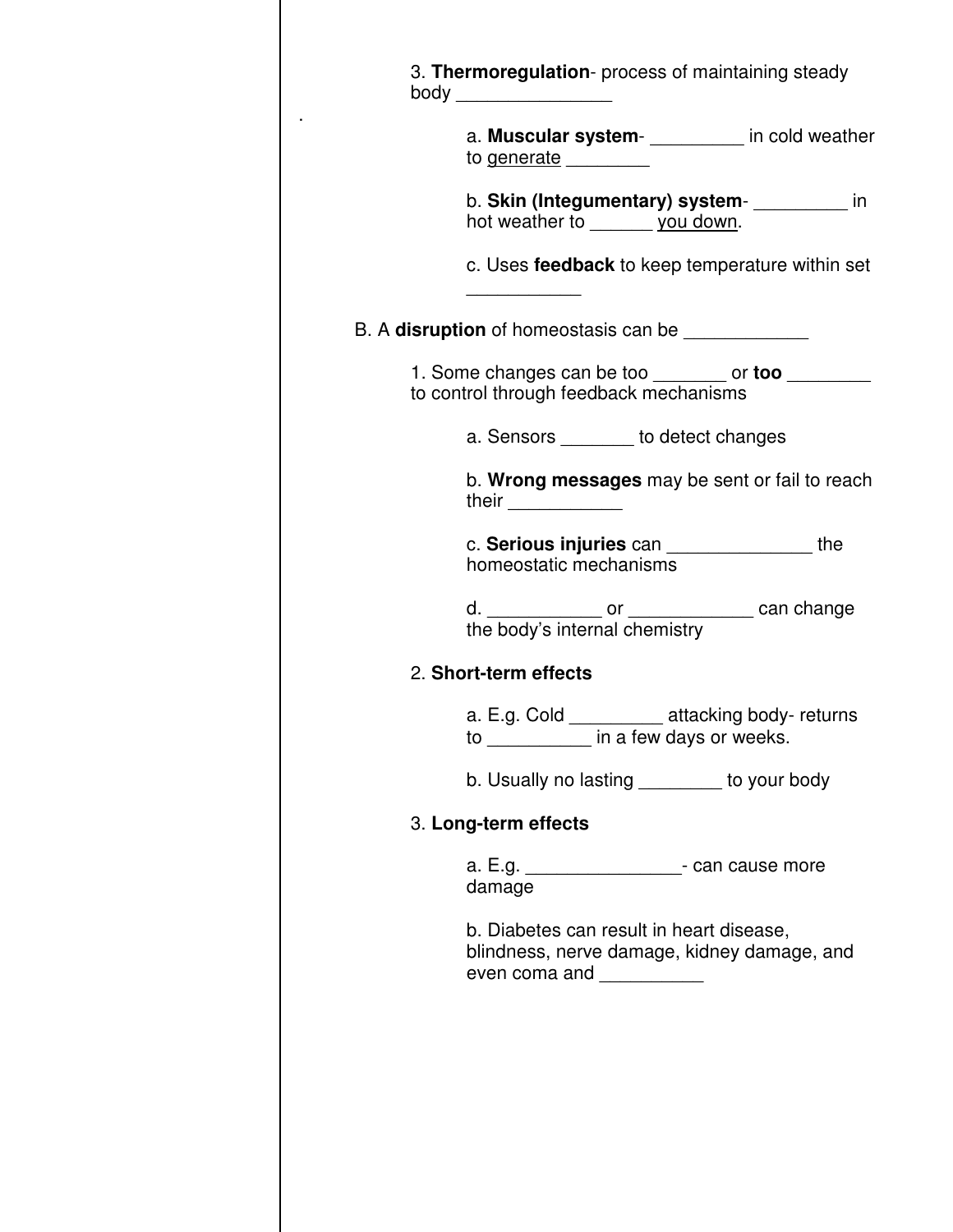3. **Thermoregulation**- process of maintaining steady body _______________

.

a. **Muscular system**- _________ in cold weather to generate ________

b. **Skin (Integumentary) system**- _________ in hot weather to ______ you down.

c. Uses **feedback** to keep temperature within set ___________

B. A **disruption** of homeostasis can be ____________

1. Some changes can be too _______ or **too** ________ to control through feedback mechanisms

a. Sensors _______ to detect changes

b. **Wrong messages** may be sent or fail to reach their ___________

c. **Serious injuries** can ______________ the homeostatic mechanisms

d. ___________ or ____________ can change the body's internal chemistry

2. **Short-term effects**

a. E.g. Cold _________ attacking body- returns to __________ in a few days or weeks.

b. Usually no lasting ________ to your body

3. **Long-term effects**

a. E.g. _______________- can cause more damage

b. Diabetes can result in heart disease, blindness, nerve damage, kidney damage, and even coma and __________